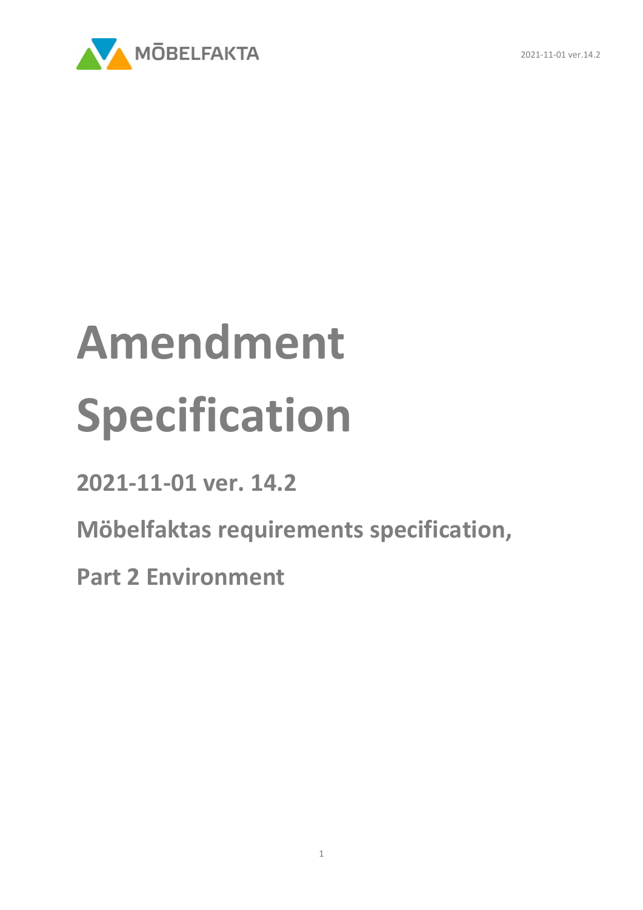# Amendment Specification

## 2021-11-01 ver. 14.2

## Möbelfaktas requirements specification,

## Part 2 Environment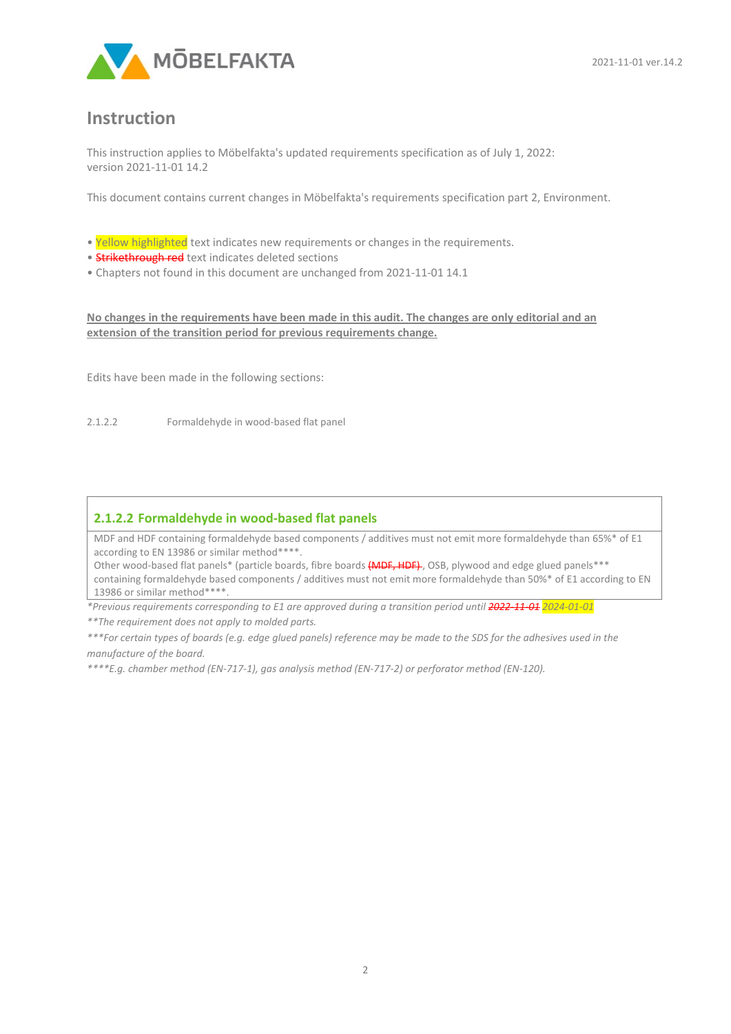# Instruction

This instruction applies to Möbelfakta's updated requirements specification as of July 1, 2022: version 2021-11-01 14.2

This document contains current changes in Möbelfakta's requirements specification part 2, Environment.

- Yellow highlighted text indicates new requirements or changes in the requirements.
- ~~Strikethrough red~~ text indicates deleted sections
- Chapters not found in this document are unchanged from 2021-11-01 14.1

**No changes in the requirements have been made in this audit. The changes are only editorial and an extension of the transition period for previous requirements change.**

Edits have been made in the following sections:

2.1.2.2 Formaldehyde in wood-based flat panel

## 2.1.2.2 Formaldehyde in wood-based flat panels

MDF and HDF containing formaldehyde based components / additives must not emit more formaldehyde than 65%* of E1 according to EN 13986 or similar method****.
Other wood-based flat panels* (particle boards, fibre boards ~~(MDF, HDF)~~, OSB, plywood and edge glued panels*** containing formaldehyde based components / additives must not emit more formaldehyde than 50%* of E1 according to EN 13986 or similar method****.

*\*Previous requirements corresponding to E1 are approved during a transition period until ~~2022-11-01~~ 2024-01-01*

*\*\*The requirement does not apply to molded parts.*

*\*\*\*For certain types of boards (e.g. edge glued panels) reference may be made to the SDS for the adhesives used in the manufacture of the board.*

*\*\*\*\*E.g. chamber method (EN-717-1), gas analysis method (EN-717-2) or perforator method (EN-120).*